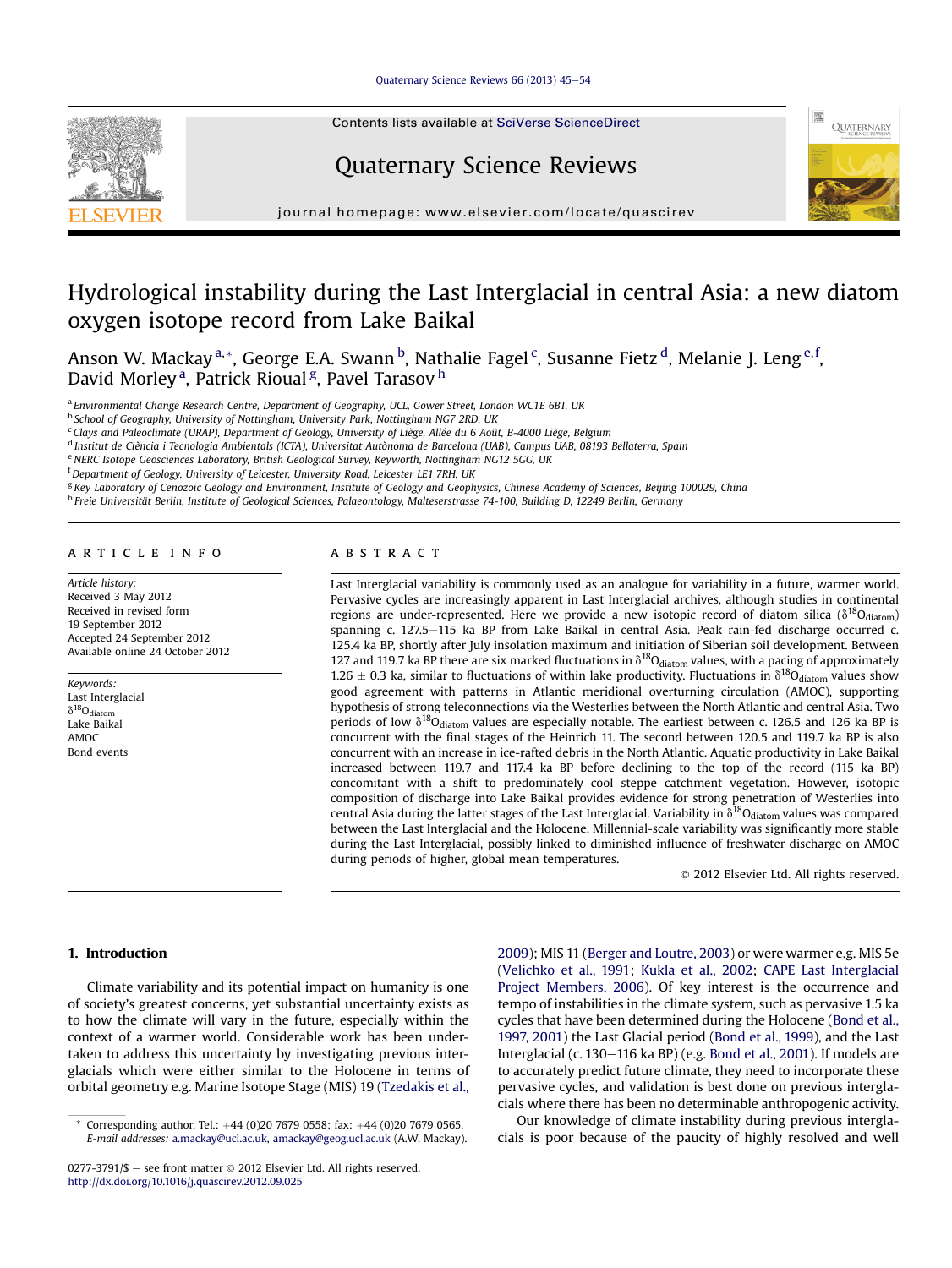# Hydrological instability during the Last Interglacial in central Asia: a new diatom oxygen isotope record from Lake Baikal

Anson W. Mackay [a,*], George E.A. Swann [b], Nathalie Fagel [c], Susanne Fietz [d], Melanie J. Leng [e,f], David Morley [a], Patrick Rioual [g], Pavel Tarasov [h]

[a] Environmental Change Research Centre, Department of Geography, UCL, Gower Street, London WC1E 6BT, UK
[b] School of Geography, University of Nottingham, University Park, Nottingham NG7 2RD, UK
[c] Clays and Paleoclimate (URAP), Department of Geology, University of Liège, Allée du 6 Août, B-4000 Liège, Belgium
[d] Institut de Ciència i Tecnologia Ambientals (ICTA), Universitat Autònoma de Barcelona (UAB), Campus UAB, 08193 Bellaterra, Spain
[e] NERC Isotope Geosciences Laboratory, British Geological Survey, Keyworth, Nottingham NG12 5GG, UK
[f] Department of Geology, University of Leicester, University Road, Leicester LE1 7RH, UK
[g] Key Laboratory of Cenozoic Geology and Environment, Institute of Geology and Geophysics, Chinese Academy of Sciences, Beijing 100029, China
[h] Freie Universität Berlin, Institute of Geological Sciences, Palaeontology, Malteserstrasse 74-100, Building D, 12249 Berlin, Germany

## ARTICLE INFO

*Article history:*
Received 3 May 2012
Received in revised form 19 September 2012
Accepted 24 September 2012
Available online 24 October 2012

*Keywords:*
Last Interglacial
$\delta^{18}O_{diatom}$
Lake Baikal
AMOC
Bond events

## ABSTRACT

Last Interglacial variability is commonly used as an analogue for variability in a future, warmer world. Pervasive cycles are increasingly apparent in Last Interglacial archives, although studies in continental regions are under-represented. Here we provide a new isotopic record of diatom silica ($\delta^{18}O_{diatom}$) spanning c. 127.5–115 ka BP from Lake Baikal in central Asia. Peak rain-fed discharge occurred c. 125.4 ka BP, shortly after July insolation maximum and initiation of Siberian soil development. Between 127 and 119.7 ka BP there are six marked fluctuations in $\delta^{18}O_{diatom}$ values, with a pacing of approximately 1.26 ± 0.3 ka, similar to fluctuations of within lake productivity. Fluctuations in $\delta^{18}O_{diatom}$ values show good agreement with patterns in Atlantic meridional overturning circulation (AMOC), supporting hypothesis of strong teleconnections via the Westerlies between the North Atlantic and central Asia. Two periods of low $\delta^{18}O_{diatom}$ values are especially notable. The earliest between c. 126.5 and 126 ka BP is concurrent with the final stages of the Heinrich 11. The second between 120.5 and 119.7 ka BP is also concurrent with an increase in ice-rafted debris in the North Atlantic. Aquatic productivity in Lake Baikal increased between 119.7 and 117.4 ka BP before declining to the top of the record (115 ka BP) concomitant with a shift to predominately cool steppe catchment vegetation. However, isotopic composition of discharge into Lake Baikal provides evidence for strong penetration of Westerlies into central Asia during the latter stages of the Last Interglacial. Variability in $\delta^{18}O_{diatom}$ values was compared between the Last Interglacial and the Holocene. Millennial-scale variability was significantly more stable during the Last Interglacial, possibly linked to diminished influence of freshwater discharge on AMOC during periods of higher, global mean temperatures.

© 2012 Elsevier Ltd. All rights reserved.

## 1. Introduction

Climate variability and its potential impact on humanity is one of society's greatest concerns, yet substantial uncertainty exists as to how the climate will vary in the future, especially within the context of a warmer world. Considerable work has been undertaken to address this uncertainty by investigating previous interglacials which were either similar to the Holocene in terms of orbital geometry e.g. Marine Isotope Stage (MIS) 19 (Tzedakis et al., 2009); MIS 11 (Berger and Loutre, 2003) or were warmer e.g. MIS 5e (Velichko et al., 1991; Kukla et al., 2002; CAPE Last Interglacial Project Members, 2006). Of key interest is the occurrence and tempo of instabilities in the climate system, such as pervasive 1.5 ka cycles that have been determined during the Holocene (Bond et al., 1997, 2001) the Last Glacial period (Bond et al., 1999), and the Last Interglacial (c. 130–116 ka BP) (e.g. Bond et al., 2001). If models are to accurately predict future climate, they need to incorporate these pervasive cycles, and validation is best done on previous interglacials where there has been no determinable anthropogenic activity.

Our knowledge of climate instability during previous interglacials is poor because of the paucity of highly resolved and well

* Corresponding author. Tel.: +44 (0)20 7679 0558; fax: +44 (0)20 7679 0565. *E-mail addresses:* a.mackay@ucl.ac.uk, amackay@geog.ucl.ac.uk (A.W. Mackay).

0277-3791/$ – see front matter © 2012 Elsevier Ltd. All rights reserved.
http://dx.doi.org/10.1016/j.quascirev.2012.09.025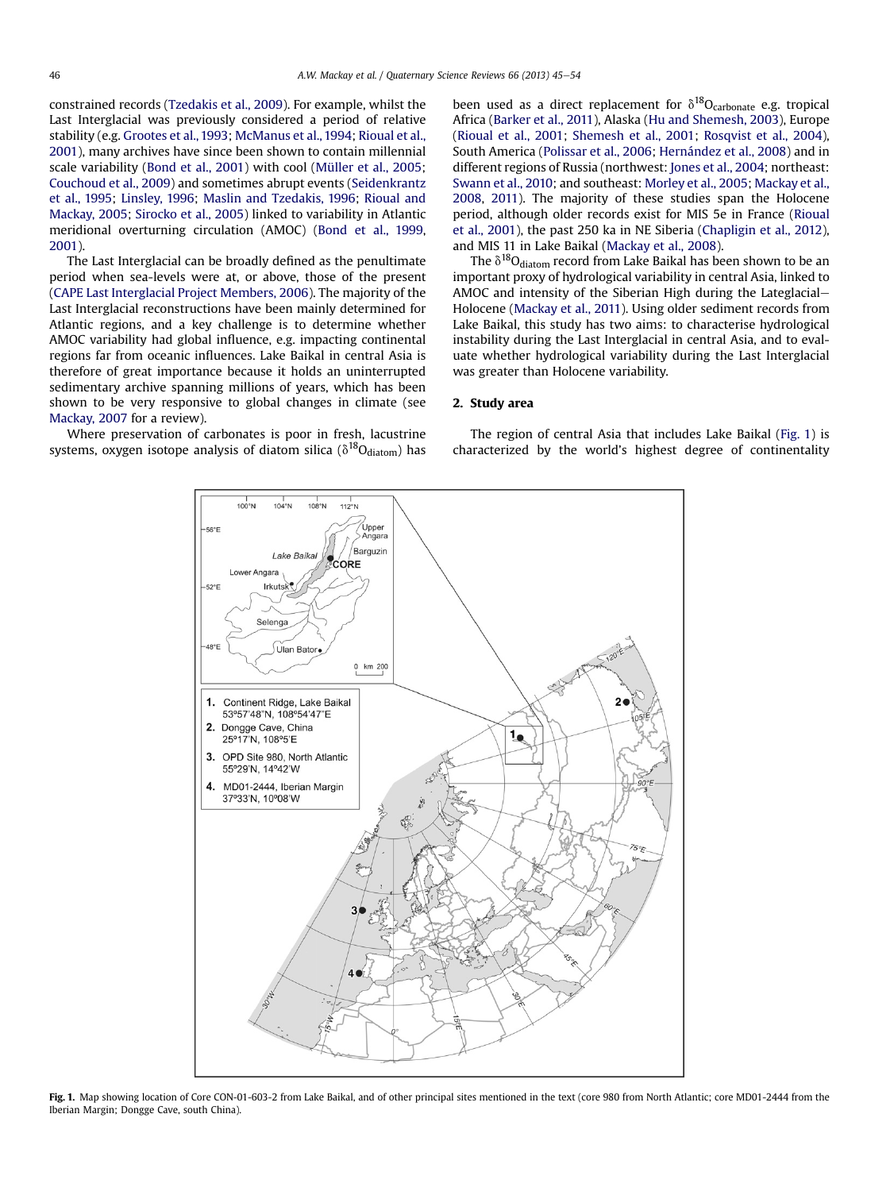constrained records (Tzedakis et al., 2009). For example, whilst the Last Interglacial was previously considered a period of relative stability (e.g. Grootes et al., 1993; McManus et al., 1994; Rioual et al., 2001), many archives have since been shown to contain millennial scale variability (Bond et al., 2001) with cool (Müller et al., 2005; Couchoud et al., 2009) and sometimes abrupt events (Seidenkrantz et al., 1995; Linsley, 1996; Maslin and Tzedakis, 1996; Rioual and Mackay, 2005; Sirocko et al., 2005) linked to variability in Atlantic meridional overturning circulation (AMOC) (Bond et al., 1999, 2001).

The Last Interglacial can be broadly defined as the penultimate period when sea-levels were at, or above, those of the present (CAPE Last Interglacial Project Members, 2006). The majority of the Last Interglacial reconstructions have been mainly determined for Atlantic regions, and a key challenge is to determine whether AMOC variability had global influence, e.g. impacting continental regions far from oceanic influences. Lake Baikal in central Asia is therefore of great importance because it holds an uninterrupted sedimentary archive spanning millions of years, which has been shown to be very responsive to global changes in climate (see Mackay, 2007 for a review).

Where preservation of carbonates is poor in fresh, lacustrine systems, oxygen isotope analysis of diatom silica ($\delta^{18}O_{diatom}$) has been used as a direct replacement for $\delta^{18}O_{carbonate}$ e.g. tropical Africa (Barker et al., 2011), Alaska (Hu and Shemesh, 2003), Europe (Rioual et al., 2001; Shemesh et al., 2001; Rosqvist et al., 2004), South America (Polissar et al., 2006; Hernández et al., 2008) and in different regions of Russia (northwest: Jones et al., 2004; northeast: Swann et al., 2010; and southeast: Morley et al., 2005; Mackay et al., 2008, 2011). The majority of these studies span the Holocene period, although older records exist for MIS 5e in France (Rioual et al., 2001), the past 250 ka in NE Siberia (Chapligin et al., 2012), and MIS 11 in Lake Baikal (Mackay et al., 2008).

The $\delta^{18}O_{diatom}$ record from Lake Baikal has been shown to be an important proxy of hydrological variability in central Asia, linked to AMOC and intensity of the Siberian High during the Lateglacial–Holocene (Mackay et al., 2011). Using older sediment records from Lake Baikal, this study has two aims: to characterise hydrological instability during the Last Interglacial in central Asia, and to evaluate whether hydrological variability during the Last Interglacial was greater than Holocene variability.

## 2. Study area

The region of central Asia that includes Lake Baikal (Fig. 1) is characterized by the world's highest degree of continentality

**Fig. 1.** Map showing location of Core CON-01-603-2 from Lake Baikal, and of other principal sites mentioned in the text (core 980 from North Atlantic; core MD01-2444 from the Iberian Margin; Dongge Cave, south China).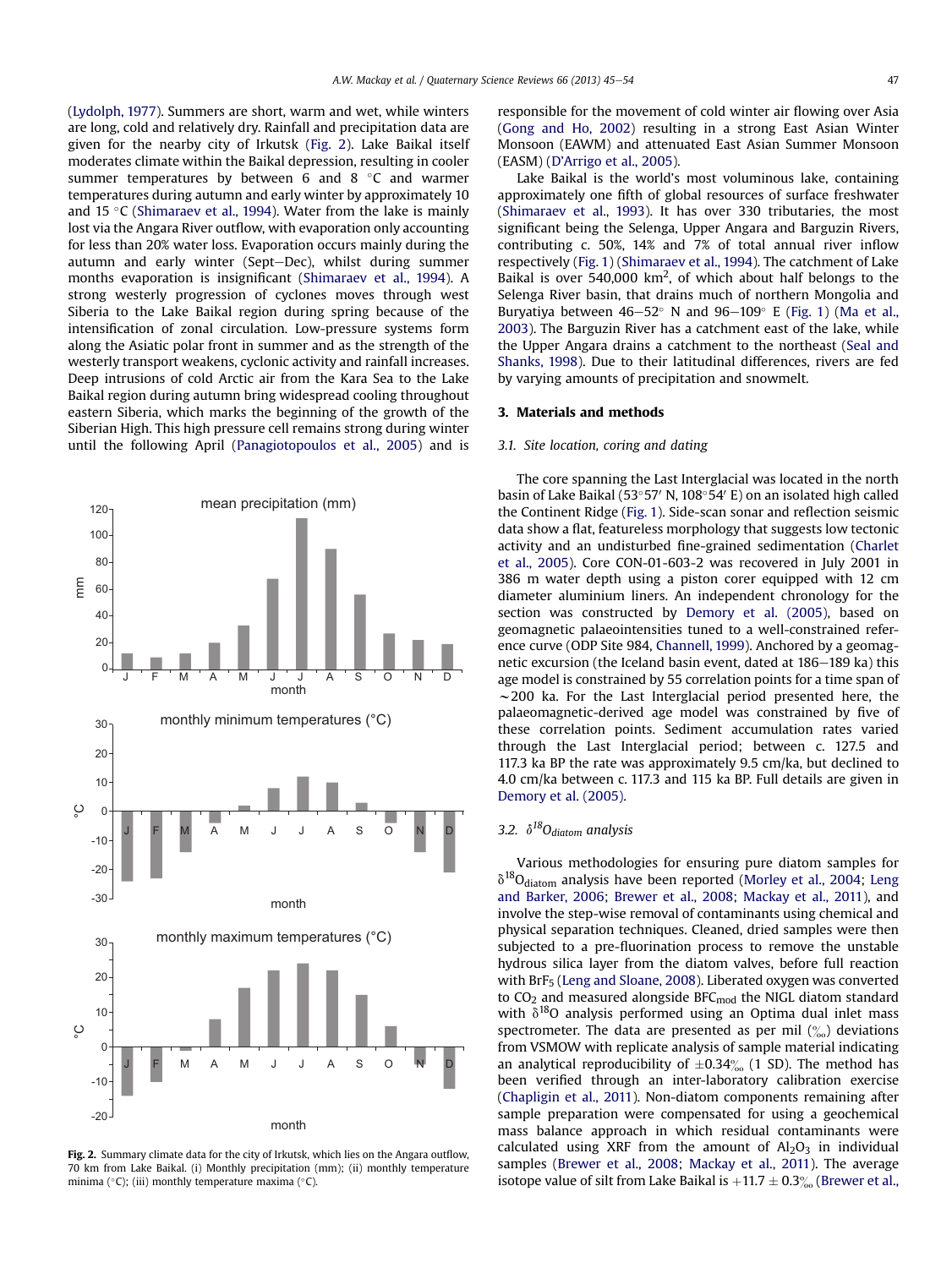(Lydolph, 1977). Summers are short, warm and wet, while winters are long, cold and relatively dry. Rainfall and precipitation data are given for the nearby city of Irkutsk (Fig. 2). Lake Baikal itself moderates climate within the Baikal depression, resulting in cooler summer temperatures by between 6 and 8 °C and warmer temperatures during autumn and early winter by approximately 10 and 15 °C (Shimaraev et al., 1994). Water from the lake is mainly lost via the Angara River outflow, with evaporation only accounting for less than 20% water loss. Evaporation occurs mainly during the autumn and early winter (Sept–Dec), whilst during summer months evaporation is insignificant (Shimaraev et al., 1994). A strong westerly progression of cyclones moves through west Siberia to the Lake Baikal region during spring because of the intensification of zonal circulation. Low-pressure systems form along the Asiatic polar front in summer and as the strength of the westerly transport weakens, cyclonic activity and rainfall increases. Deep intrusions of cold Arctic air from the Kara Sea to the Lake Baikal region during autumn bring widespread cooling throughout eastern Siberia, which marks the beginning of the growth of the Siberian High. This high pressure cell remains strong during winter until the following April (Panagiotopoulos et al., 2005) and is responsible for the movement of cold winter air flowing over Asia (Gong and Ho, 2002) resulting in a strong East Asian Winter Monsoon (EAWM) and attenuated East Asian Summer Monsoon (EASM) (D'Arrigo et al., 2005).

Lake Baikal is the world's most voluminous lake, containing approximately one fifth of global resources of surface freshwater (Shimaraev et al., 1993). It has over 330 tributaries, the most significant being the Selenga, Upper Angara and Barguzin Rivers, contributing c. 50%, 14% and 7% of total annual river inflow respectively (Fig. 1) (Shimaraev et al., 1994). The catchment of Lake Baikal is over 540,000 km$^2$, of which about half belongs to the Selenga River basin, that drains much of northern Mongolia and Buryatiya between 46–52° N and 96–109° E (Fig. 1) (Ma et al., 2003). The Barguzin River has a catchment east of the lake, while the Upper Angara drains a catchment to the northeast (Seal and Shanks, 1998). Due to their latitudinal differences, rivers are fed by varying amounts of precipitation and snowmelt.

Fig. 2. Summary climate data for the city of Irkutsk, which lies on the Angara outflow, 70 km from Lake Baikal. (i) Monthly precipitation (mm); (ii) monthly temperature minima (°C); (iii) monthly temperature maxima (°C).

## 3. Materials and methods

### 3.1. Site location, coring and dating

The core spanning the Last Interglacial was located in the north basin of Lake Baikal (53°57′ N, 108°54′ E) on an isolated high called the Continent Ridge (Fig. 1). Side-scan sonar and reflection seismic data show a flat, featureless morphology that suggests low tectonic activity and an undisturbed fine-grained sedimentation (Charlet et al., 2005). Core CON-01-603-2 was recovered in July 2001 in 386 m water depth using a piston corer equipped with 12 cm diameter aluminium liners. An independent chronology for the section was constructed by Demory et al. (2005), based on geomagnetic palaeointensities tuned to a well-constrained reference curve (ODP Site 984, Channell, 1999). Anchored by a geomagnetic excursion (the Iceland basin event, dated at 186–189 ka) this age model is constrained by 55 correlation points for a time span of ~200 ka. For the Last Interglacial period presented here, the palaeomagnetic-derived age model was constrained by five of these correlation points. Sediment accumulation rates varied through the Last Interglacial period; between c. 127.5 and 117.3 ka BP the rate was approximately 9.5 cm/ka, but declined to 4.0 cm/ka between c. 117.3 and 115 ka BP. Full details are given in Demory et al. (2005).

### 3.2. $\delta^{18}O_{diatom}$ analysis

Various methodologies for ensuring pure diatom samples for $\delta^{18}O_{diatom}$ analysis have been reported (Morley et al., 2004; Leng and Barker, 2006; Brewer et al., 2008; Mackay et al., 2011), and involve the step-wise removal of contaminants using chemical and physical separation techniques. Cleaned, dried samples were then subjected to a pre-fluorination process to remove the unstable hydrous silica layer from the diatom valves, before full reaction with $BrF_5$ (Leng and Sloane, 2008). Liberated oxygen was converted to $CO_2$ and measured alongside $BFC_{mod}$ the NIGL diatom standard with $\delta^{18}O$ analysis performed using an Optima dual inlet mass spectrometer. The data are presented as per mil (‰) deviations from VSMOW with replicate analysis of sample material indicating an analytical reproducibility of ±0.34‰ (1 SD). The method has been verified through an inter-laboratory calibration exercise (Chapligin et al., 2011). Non-diatom components remaining after sample preparation were compensated for using a geochemical mass balance approach in which residual contaminants were calculated using XRF from the amount of $Al_2O_3$ in individual samples (Brewer et al., 2008; Mackay et al., 2011). The average isotope value of silt from Lake Baikal is +11.7 ± 0.3‰ (Brewer et al.,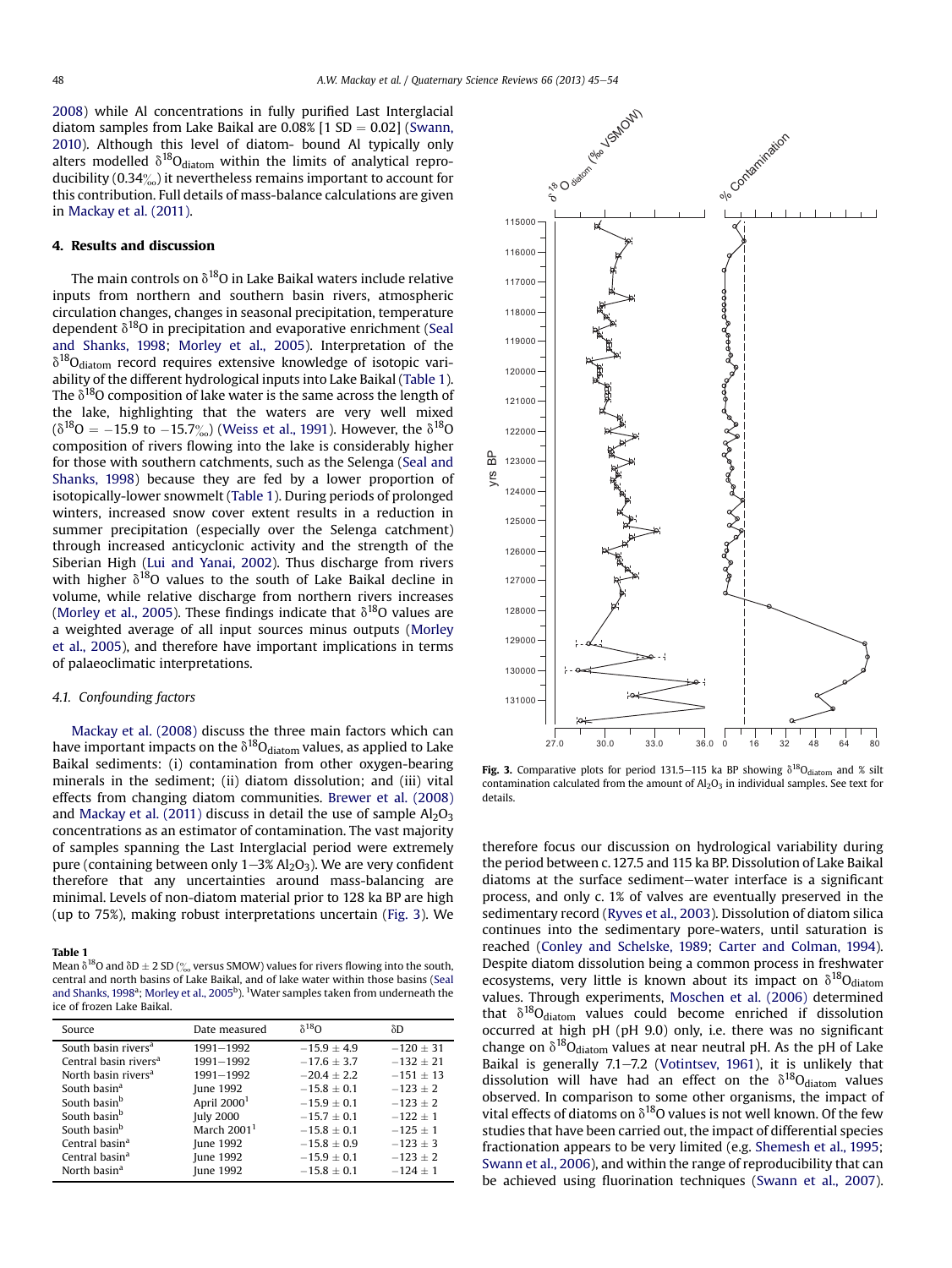2008) while Al concentrations in fully purified Last Interglacial diatom samples from Lake Baikal are 0.08% [1 SD = 0.02] (Swann, 2010). Although this level of diatom- bound Al typically only alters modelled $\delta^{18}O_{diatom}$ within the limits of analytical reproducibility (0.34‰) it nevertheless remains important to account for this contribution. Full details of mass-balance calculations are given in Mackay et al. (2011).

## 4. Results and discussion

The main controls on $\delta^{18}O$ in Lake Baikal waters include relative inputs from northern and southern basin rivers, atmospheric circulation changes, changes in seasonal precipitation, temperature dependent $\delta^{18}O$ in precipitation and evaporative enrichment (Seal and Shanks, 1998; Morley et al., 2005). Interpretation of the $\delta^{18}O_{diatom}$ record requires extensive knowledge of isotopic variability of the different hydrological inputs into Lake Baikal (Table 1). The $\delta^{18}O$ composition of lake water is the same across the length of the lake, highlighting that the waters are very well mixed ($\delta^{18}O = -15.9$ to $-15.7$‰) (Weiss et al., 1991). However, the $\delta^{18}O$ composition of rivers flowing into the lake is considerably higher for those with southern catchments, such as the Selenga (Seal and Shanks, 1998) because they are fed by a lower proportion of isotopically-lower snowmelt (Table 1). During periods of prolonged winters, increased snow cover extent results in a reduction in summer precipitation (especially over the Selenga catchment) through increased anticyclonic activity and the strength of the Siberian High (Lui and Yanai, 2002). Thus discharge from rivers with higher $\delta^{18}O$ values to the south of Lake Baikal decline in volume, while relative discharge from northern rivers increases (Morley et al., 2005). These findings indicate that $\delta^{18}O$ values are a weighted average of all input sources minus outputs (Morley et al., 2005), and therefore have important implications in terms of palaeoclimatic interpretations.

### 4.1. Confounding factors

Mackay et al. (2008) discuss the three main factors which can have important impacts on the $\delta^{18}O_{diatom}$ values, as applied to Lake Baikal sediments: (i) contamination from other oxygen-bearing minerals in the sediment; (ii) diatom dissolution; and (iii) vital effects from changing diatom communities. Brewer et al. (2008) and Mackay et al. (2011) discuss in detail the use of sample $Al_2O_3$ concentrations as an estimator of contamination. The vast majority of samples spanning the Last Interglacial period were extremely pure (containing between only 1–3% $Al_2O_3$). We are very confident therefore that any uncertainties around mass-balancing are minimal. Levels of non-diatom material prior to 128 ka BP are high (up to 75%), making robust interpretations uncertain (Fig. 3). We therefore focus our discussion on hydrological variability during the period between c. 127.5 and 115 ka BP. Dissolution of Lake Baikal diatoms at the surface sediment–water interface is a significant process, and only c. 1% of valves are eventually preserved in the sedimentary record (Ryves et al., 2003). Dissolution of diatom silica continues into the sedimentary pore-waters, until saturation is reached (Conley and Schelske, 1989; Carter and Colman, 1994). Despite diatom dissolution being a common process in freshwater ecosystems, very little is known about its impact on $\delta^{18}O_{diatom}$ values. Through experiments, Moschen et al. (2006) determined that $\delta^{18}O_{diatom}$ values could become enriched if dissolution occurred at high pH (pH 9.0) only, i.e. there was no significant change on $\delta^{18}O_{diatom}$ values at near neutral pH. As the pH of Lake Baikal is generally 7.1–7.2 (Votintsev, 1961), it is unlikely that dissolution will have had an effect on the $\delta^{18}O_{diatom}$ values observed. In comparison to some other organisms, the impact of vital effects of diatoms on $\delta^{18}O$ values is not well known. Of the few studies that have been carried out, the impact of differential species fractionation appears to be very limited (e.g. Shemesh et al., 1995; Swann et al., 2006), and within the range of reproducibility that can be achieved using fluorination techniques (Swann et al., 2007).

**Table 1**
Mean $\delta^{18}O$ and $\delta D \pm 2$ SD (‰ versus SMOW) values for rivers flowing into the south, central and north basins of Lake Baikal, and of lake water within those basins (Seal and Shanks, 1998[a]; Morley et al., 2005[b]). [1]Water samples taken from underneath the ice of frozen Lake Baikal.

| Source | Date measured | $\delta^{18}O$ | $\delta D$ |
|---|---|---|---|
| South basin rivers[a] | 1991–1992 | $-15.9 \pm 4.9$ | $-120 \pm 31$ |
| Central basin rivers[a] | 1991–1992 | $-17.6 \pm 3.7$ | $-132 \pm 21$ |
| North basin rivers[a] | 1991–1992 | $-20.4 \pm 2.2$ | $-151 \pm 13$ |
| South basin[a] | June 1992 | $-15.8 \pm 0.1$ | $-123 \pm 2$ |
| South basin[b] | April 2000[1] | $-15.9 \pm 0.1$ | $-123 \pm 2$ |
| South basin[b] | July 2000 | $-15.7 \pm 0.1$ | $-122 \pm 1$ |
| South basin[b] | March 2001[1] | $-15.8 \pm 0.1$ | $-125 \pm 1$ |
| Central basin[a] | June 1992 | $-15.8 \pm 0.9$ | $-123 \pm 3$ |
| Central basin[a] | June 1992 | $-15.9 \pm 0.1$ | $-123 \pm 2$ |
| North basin[a] | June 1992 | $-15.8 \pm 0.1$ | $-124 \pm 1$ |

**Fig. 3.** Comparative plots for period 131.5–115 ka BP showing $\delta^{18}O_{diatom}$ and % silt contamination calculated from the amount of $Al_2O_3$ in individual samples. See text for details.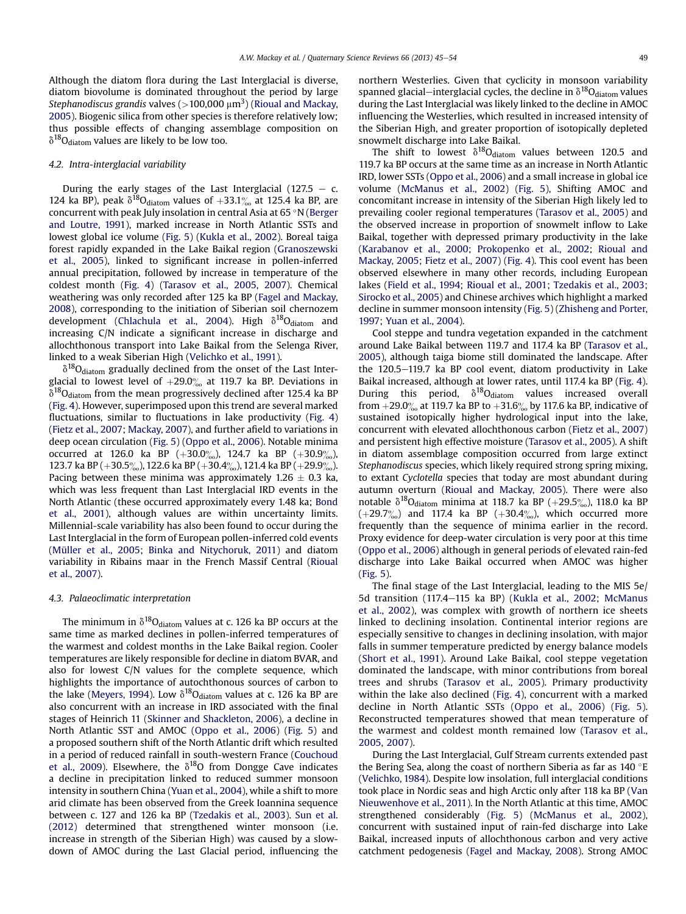Although the diatom flora during the Last Interglacial is diverse, diatom biovolume is dominated throughout the period by large *Stephanodiscus grandis* valves (>100,000 $\mu m^3$) (Rioual and Mackay, 2005). Biogenic silica from other species is therefore relatively low; thus possible effects of changing assemblage composition on $\delta^{18}O_{diatom}$ values are likely to be low too.

### 4.2. Intra-interglacial variability

During the early stages of the Last Interglacial (127.5 − c. 124 ka BP), peak $\delta^{18}O_{diatom}$ values of +33.1‰ at 125.4 ka BP, are concurrent with peak July insolation in central Asia at 65 °N (Berger and Loutre, 1991), marked increase in North Atlantic SSTs and lowest global ice volume (Fig. 5) (Kukla et al., 2002). Boreal taiga forest rapidly expanded in the Lake Baikal region (Granoszewski et al., 2005), linked to significant increase in pollen-inferred annual precipitation, followed by increase in temperature of the coldest month (Fig. 4) (Tarasov et al., 2005, 2007). Chemical weathering was only recorded after 125 ka BP (Fagel and Mackay, 2008), corresponding to the initiation of Siberian soil chernozem development (Chlachula et al., 2004). High $\delta^{18}O_{diatom}$ and increasing C/N indicate a significant increase in discharge and allochthonous transport into Lake Baikal from the Selenga River, linked to a weak Siberian High (Velichko et al., 1991).

$\delta^{18}O_{diatom}$ gradually declined from the onset of the Last Interglacial to lowest level of +29.0‰ at 119.7 ka BP. Deviations in $\delta^{18}O_{diatom}$ from the mean progressively declined after 125.4 ka BP (Fig. 4). However, superimposed upon this trend are several marked fluctuations, similar to fluctuations in lake productivity (Fig. 4) (Fietz et al., 2007; Mackay, 2007), and further afield to variations in deep ocean circulation (Fig. 5) (Oppo et al., 2006). Notable minima occurred at 126.0 ka BP (+30.0‰), 124.7 ka BP (+30.9‰), 123.7 ka BP (+30.5‰), 122.6 ka BP (+30.4‰), 121.4 ka BP (+29.9‰). Pacing between these minima was approximately 1.26 ± 0.3 ka, which was less frequent than Last Interglacial IRD events in the North Atlantic (these occurred approximately every 1.48 ka; Bond et al., 2001), although values are within uncertainty limits. Millennial-scale variability has also been found to occur during the Last Interglacial in the form of European pollen-inferred cold events (Müller et al., 2005; Binka and Nitychoruk, 2011) and diatom variability in Ribains maar in the French Massif Central (Rioual et al., 2007).

### 4.3. Palaeoclimatic interpretation

The minimum in $\delta^{18}O_{diatom}$ values at c. 126 ka BP occurs at the same time as marked declines in pollen-inferred temperatures of the warmest and coldest months in the Lake Baikal region. Cooler temperatures are likely responsible for decline in diatom BVAR, and also for lowest C/N values for the complete sequence, which highlights the importance of autochthonous sources of carbon to the lake (Meyers, 1994). Low $\delta^{18}O_{diatom}$ values at c. 126 ka BP are also concurrent with an increase in IRD associated with the final stages of Heinrich 11 (Skinner and Shackleton, 2006), a decline in North Atlantic SST and AMOC (Oppo et al., 2006) (Fig. 5) and a proposed southern shift of the North Atlantic drift which resulted in a period of reduced rainfall in south-western France (Couchoud et al., 2009). Elsewhere, the $\delta^{18}O$ from Dongge Cave indicates a decline in precipitation linked to reduced summer monsoon intensity in southern China (Yuan et al., 2004), while a shift to more arid climate has been observed from the Greek Ioannina sequence between c. 127 and 126 ka BP (Tzedakis et al., 2003). Sun et al. (2012) determined that strengthened winter monsoon (i.e. increase in strength of the Siberian High) was caused by a slowdown of AMOC during the Last Glacial period, influencing the northern Westerlies. Given that cyclicity in monsoon variability spanned glacial–interglacial cycles, the decline in $\delta^{18}O_{diatom}$ values during the Last Interglacial was likely linked to the decline in AMOC influencing the Westerlies, which resulted in increased intensity of the Siberian High, and greater proportion of isotopically depleted snowmelt discharge into Lake Baikal.

The shift to lowest $\delta^{18}O_{diatom}$ values between 120.5 and 119.7 ka BP occurs at the same time as an increase in North Atlantic IRD, lower SSTs (Oppo et al., 2006) and a small increase in global ice volume (McManus et al., 2002) (Fig. 5), Shifting AMOC and concomitant increase in intensity of the Siberian High likely led to prevailing cooler regional temperatures (Tarasov et al., 2005) and the observed increase in proportion of snowmelt inflow to Lake Baikal, together with depressed primary productivity in the lake (Karabanov et al., 2000; Prokopenko et al., 2002; Rioual and Mackay, 2005; Fietz et al., 2007) (Fig. 4). This cool event has been observed elsewhere in many other records, including European lakes (Field et al., 1994; Rioual et al., 2001; Tzedakis et al., 2003; Sirocko et al., 2005) and Chinese archives which highlight a marked decline in summer monsoon intensity (Fig. 5) (Zhisheng and Porter, 1997; Yuan et al., 2004).

Cool steppe and tundra vegetation expanded in the catchment around Lake Baikal between 119.7 and 117.4 ka BP (Tarasov et al., 2005), although taiga biome still dominated the landscape. After the 120.5–119.7 ka BP cool event, diatom productivity in Lake Baikal increased, although at lower rates, until 117.4 ka BP (Fig. 4). During this period, $\delta^{18}O_{diatom}$ values increased overall from +29.0‰ at 119.7 ka BP to +31.6‰ by 117.6 ka BP, indicative of sustained isotopically higher hydrological input into the lake, concurrent with elevated allochthonous carbon (Fietz et al., 2007) and persistent high effective moisture (Tarasov et al., 2005). A shift in diatom assemblage composition occurred from large extinct *Stephanodiscus* species, which likely required strong spring mixing, to extant *Cyclotella* species that today are most abundant during autumn overturn (Rioual and Mackay, 2005). There were also notable $\delta^{18}O_{diatom}$ minima at 118.7 ka BP (+29.5‰), 118.0 ka BP (+29.7‰) and 117.4 ka BP (+30.4‰), which occurred more frequently than the sequence of minima earlier in the record. Proxy evidence for deep-water circulation is very poor at this time (Oppo et al., 2006) although in general periods of elevated rain-fed discharge into Lake Baikal occurred when AMOC was higher (Fig. 5).

The final stage of the Last Interglacial, leading to the MIS 5e/5d transition (117.4–115 ka BP) (Kukla et al., 2002; McManus et al., 2002), was complex with growth of northern ice sheets linked to declining insolation. Continental interior regions are especially sensitive to changes in declining insolation, with major falls in summer temperature predicted by energy balance models (Short et al., 1991). Around Lake Baikal, cool steppe vegetation dominated the landscape, with minor contributions from boreal trees and shrubs (Tarasov et al., 2005). Primary productivity within the lake also declined (Fig. 4), concurrent with a marked decline in North Atlantic SSTs (Oppo et al., 2006) (Fig. 5). Reconstructed temperatures showed that mean temperature of the warmest and coldest month remained low (Tarasov et al., 2005, 2007).

During the Last Interglacial, Gulf Stream currents extended past the Bering Sea, along the coast of northern Siberia as far as 140 °E (Velichko, 1984). Despite low insolation, full interglacial conditions took place in Nordic seas and high Arctic only after 118 ka BP (Van Nieuwenhove et al., 2011). In the North Atlantic at this time, AMOC strengthened considerably (Fig. 5) (McManus et al., 2002), concurrent with sustained input of rain-fed discharge into Lake Baikal, increased inputs of allochthonous carbon and very active catchment pedogenesis (Fagel and Mackay, 2008). Strong AMOC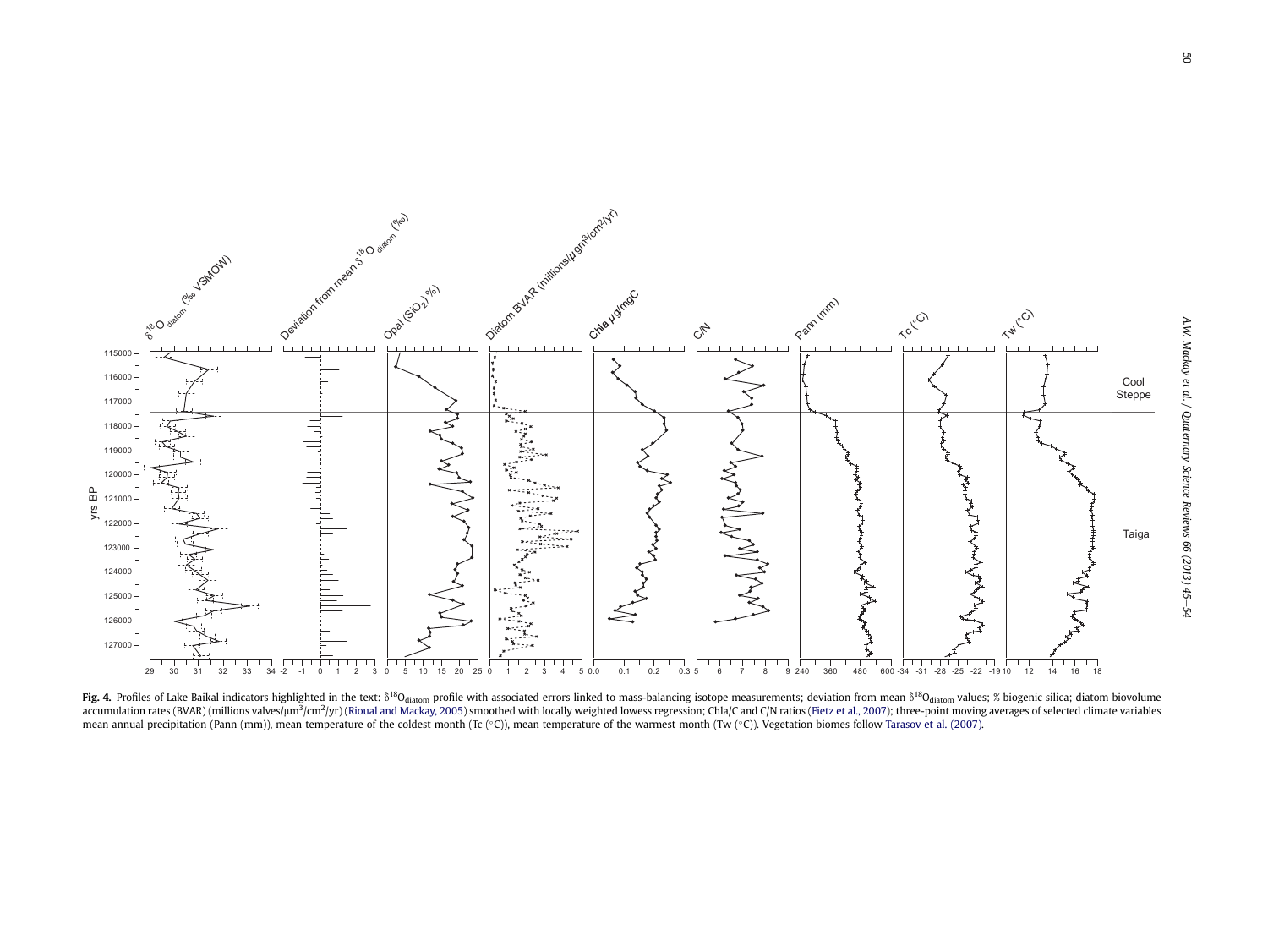**Fig. 4.** Profiles of Lake Baikal indicators highlighted in the text: $\delta^{18}O_{diatom}$ profile with associated errors linked to mass-balancing isotope measurements; deviation from mean $\delta^{18}O_{diatom}$ values; % biogenic silica; diatom biovolume accumulation rates (BVAR) (millions valves/$\mu m^3/cm^2/yr$) (Rioual and Mackay, 2005) smoothed with locally weighted lowess regression; Chla/C and C/N ratios (Fietz et al., 2007); three-point moving averages of selected climate variables mean annual precipitation (Pann (mm)), mean temperature of the coldest month (Tc (°C)), mean temperature of the warmest month (Tw (°C)). Vegetation biomes follow Tarasov et al. (2007).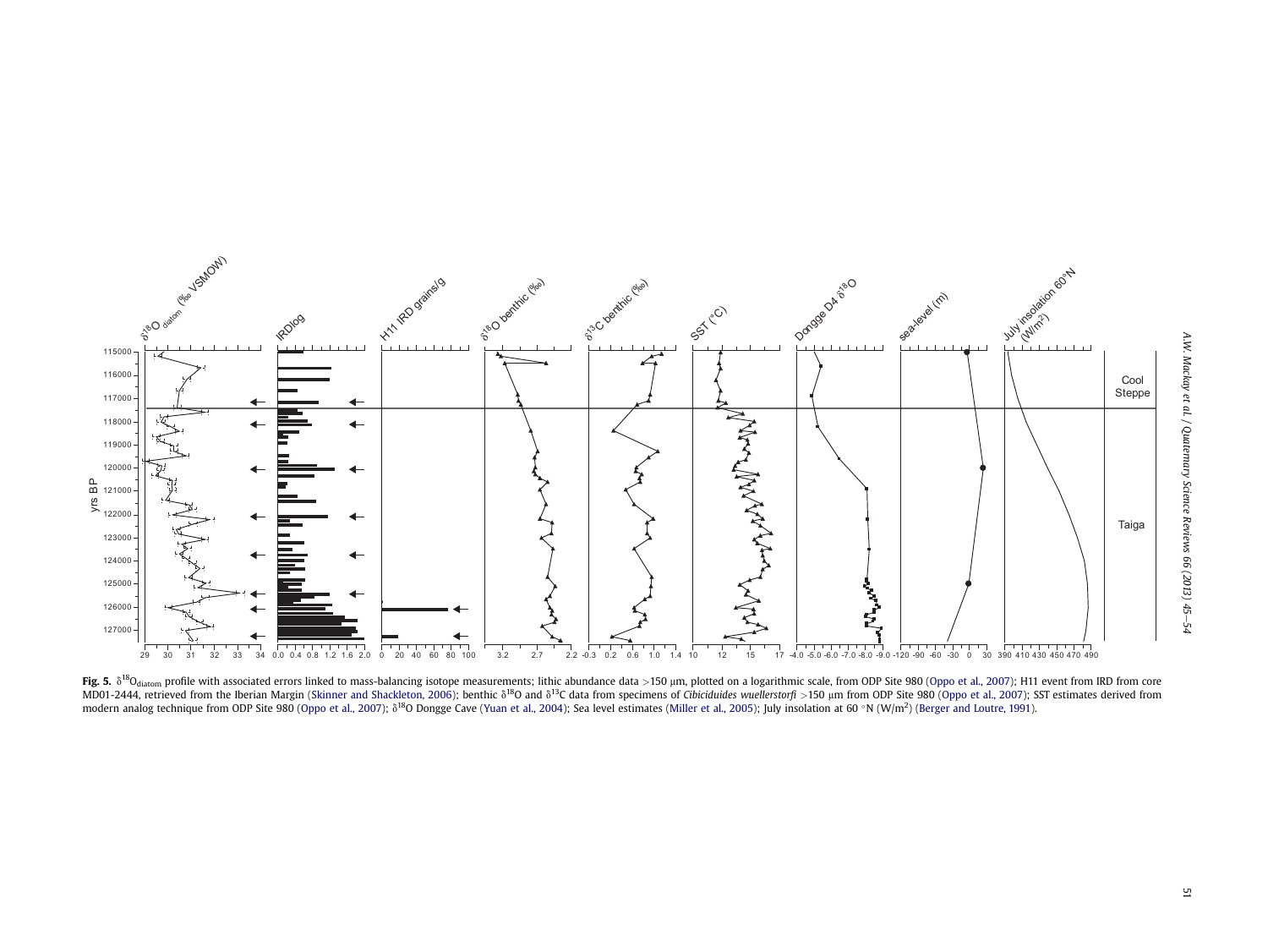**Fig. 5.** $\delta^{18}O_{diatom}$ profile with associated errors linked to mass-balancing isotope measurements; lithic abundance data >150 μm, plotted on a logarithmic scale, from ODP Site 980 (Oppo et al., 2007); H11 event from IRD from core MD01-2444, retrieved from the Iberian Margin (Skinner and Shackleton, 2006); benthic $\delta^{18}O$ and $\delta^{13}C$ data from specimens of *Cibiciduides wuellerstorfi* >150 μm from ODP Site 980 (Oppo et al., 2007); SST estimates derived from modern analog technique from ODP Site 980 (Oppo et al., 2007); $\delta^{18}O$ Dongge Cave (Yuan et al., 2004); Sea level estimates (Miller et al., 2005); July insolation at 60 °N (W/m$^2$) (Berger and Loutre, 1991).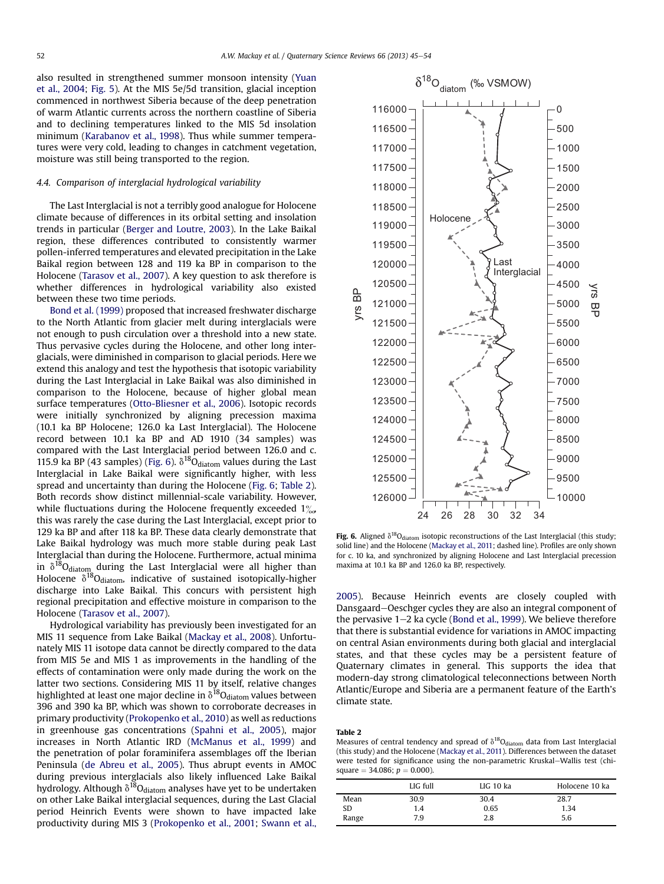also resulted in strengthened summer monsoon intensity (Yuan et al., 2004; Fig. 5). At the MIS 5e/5d transition, glacial inception commenced in northwest Siberia because of the deep penetration of warm Atlantic currents across the northern coastline of Siberia and to declining temperatures linked to the MIS 5d insolation minimum (Karabanov et al., 1998). Thus while summer temperatures were very cold, leading to changes in catchment vegetation, moisture was still being transported to the region.

### 4.4. Comparison of interglacial hydrological variability

The Last Interglacial is not a terribly good analogue for Holocene climate because of differences in its orbital setting and insolation trends in particular (Berger and Loutre, 2003). In the Lake Baikal region, these differences contributed to consistently warmer pollen-inferred temperatures and elevated precipitation in the Lake Baikal region between 128 and 119 ka BP in comparison to the Holocene (Tarasov et al., 2007). A key question to ask therefore is whether differences in hydrological variability also existed between these two time periods.

Bond et al. (1999) proposed that increased freshwater discharge to the North Atlantic from glacier melt during interglacials were not enough to push circulation over a threshold into a new state. Thus pervasive cycles during the Holocene, and other long interglacials, were diminished in comparison to glacial periods. Here we extend this analogy and test the hypothesis that isotopic variability during the Last Interglacial in Lake Baikal was also diminished in comparison to the Holocene, because of higher global mean surface temperatures (Otto-Bliesner et al., 2006). Isotopic records were initially synchronized by aligning precession maxima (10.1 ka BP Holocene; 126.0 ka Last Interglacial). The Holocene record between 10.1 ka BP and AD 1910 (34 samples) was compared with the Last Interglacial period between 126.0 and c. 115.9 ka BP (43 samples) (Fig. 6). $\delta^{18}O_{diatom}$ values during the Last Interglacial in Lake Baikal were significantly higher, with less spread and uncertainty than during the Holocene (Fig. 6; Table 2). Both records show distinct millennial-scale variability. However, while fluctuations during the Holocene frequently exceeded 1‰, this was rarely the case during the Last Interglacial, except prior to 129 ka BP and after 118 ka BP. These data clearly demonstrate that Lake Baikal hydrology was much more stable during peak Last Interglacial than during the Holocene. Furthermore, actual minima in $\delta^{18}O_{diatom}$ during the Last Interglacial were all higher than Holocene $\delta^{18}O_{diatom}$, indicative of sustained isotopically-higher discharge into Lake Baikal. This concurs with persistent high regional precipitation and effective moisture in comparison to the Holocene (Tarasov et al., 2007).

Hydrological variability has previously been investigated for an MIS 11 sequence from Lake Baikal (Mackay et al., 2008). Unfortunately MIS 11 isotope data cannot be directly compared to the data from MIS 5e and MIS 1 as improvements in the handling of the effects of contamination were only made during the work on the latter two sections. Considering MIS 11 by itself, relative changes highlighted at least one major decline in $\delta^{18}O_{diatom}$ values between 396 and 390 ka BP, which was shown to corroborate decreases in primary productivity (Prokopenko et al., 2010) as well as reductions in greenhouse gas concentrations (Spahni et al., 2005), major increases in North Atlantic IRD (McManus et al., 1999) and the penetration of polar foraminifera assemblages off the Iberian Peninsula (de Abreu et al., 2005). Thus abrupt events in AMOC during previous interglacials also likely influenced Lake Baikal hydrology. Although $\delta^{18}O_{diatom}$ analyses have yet to be undertaken on other Lake Baikal interglacial sequences, during the Last Glacial period Heinrich Events were shown to have impacted lake productivity during MIS 3 (Prokopenko et al., 2001; Swann et al., 2005). Because Heinrich events are closely coupled with Dansgaard–Oeschger cycles they are also an integral component of the pervasive 1–2 ka cycle (Bond et al., 1999). We believe therefore that there is substantial evidence for variations in AMOC impacting on central Asian environments during both glacial and interglacial states, and that these cycles may be a persistent feature of Quaternary climates in general. This supports the idea that modern-day strong climatological teleconnections between North Atlantic/Europe and Siberia are a permanent feature of the Earth's climate state.

**Fig. 6.** Aligned $\delta^{18}O_{diatom}$ isotopic reconstructions of the Last Interglacial (this study; solid line) and the Holocene (Mackay et al., 2011; dashed line). Profiles are only shown for c. 10 ka, and synchronized by aligning Holocene and Last Interglacial precession maxima at 10.1 ka BP and 126.0 ka BP, respectively.

**Table 2**
Measures of central tendency and spread of $\delta^{18}O_{diatom}$ data from Last Interglacial (this study) and the Holocene (Mackay et al., 2011). Differences between the dataset were tested for significance using the non-parametric Kruskal–Wallis test (chi-square = 34.086; $p = 0.000$).

| | LIG full | LIG 10 ka | Holocene 10 ka |
|---|---|---|---|
| Mean | 30.9 | 30.4 | 28.7 |
| SD | 1.4 | 0.65 | 1.34 |
| Range | 7.9 | 2.8 | 5.6 |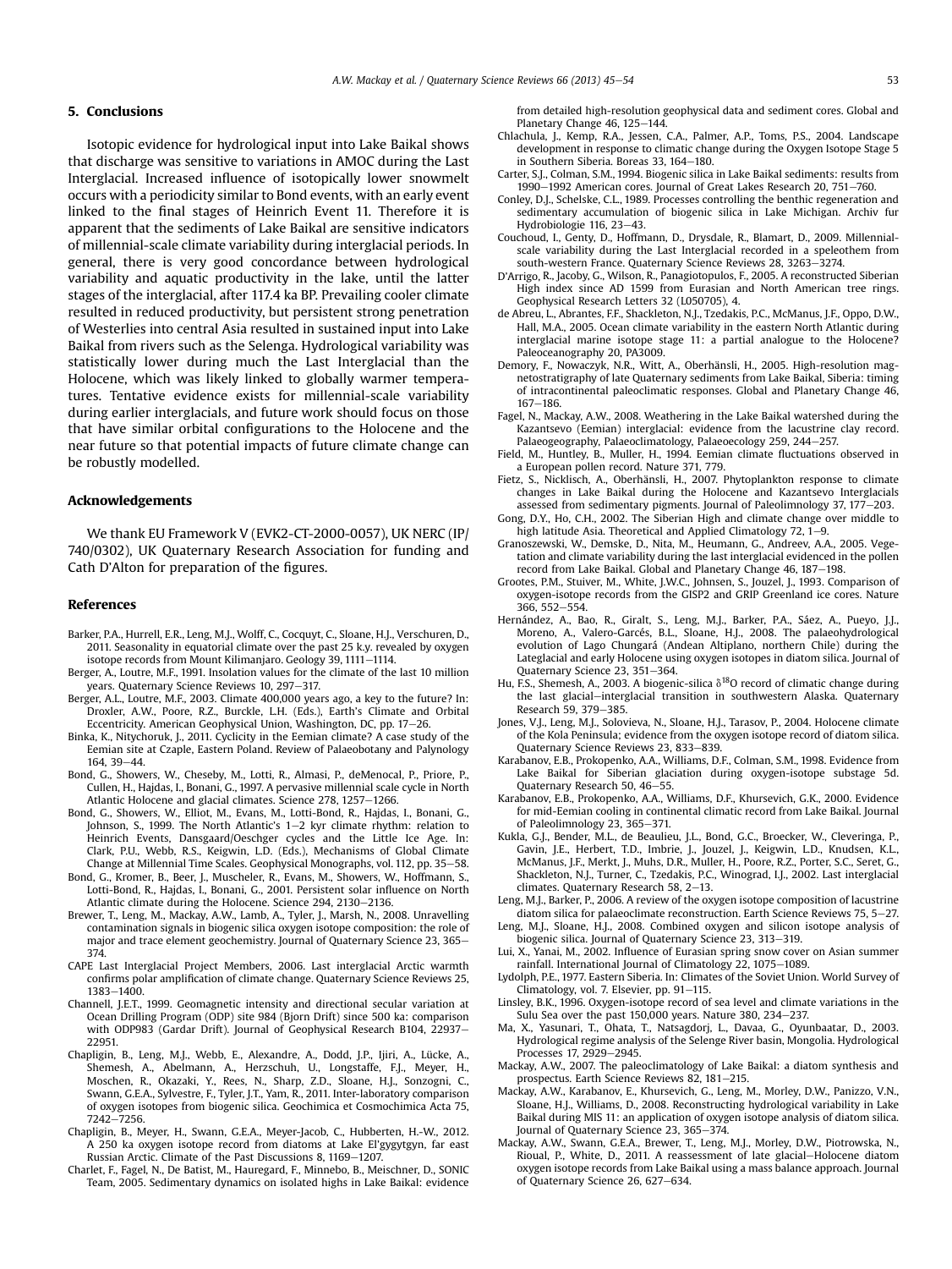## 5. Conclusions

Isotopic evidence for hydrological input into Lake Baikal shows that discharge was sensitive to variations in AMOC during the Last Interglacial. Increased influence of isotopically lower snowmelt occurs with a periodicity similar to Bond events, with an early event linked to the final stages of Heinrich Event 11. Therefore it is apparent that the sediments of Lake Baikal are sensitive indicators of millennial-scale climate variability during interglacial periods. In general, there is very good concordance between hydrological variability and aquatic productivity in the lake, until the latter stages of the interglacial, after 117.4 ka BP. Prevailing cooler climate resulted in reduced productivity, but persistent strong penetration of Westerlies into central Asia resulted in sustained input into Lake Baikal from rivers such as the Selenga. Hydrological variability was statistically lower during much the Last Interglacial than the Holocene, which was likely linked to globally warmer temperatures. Tentative evidence exists for millennial-scale variability during earlier interglacials, and future work should focus on those that have similar orbital configurations to the Holocene and the near future so that potential impacts of future climate change can be robustly modelled.

## Acknowledgements

We thank EU Framework V (EVK2-CT-2000-0057), UK NERC (IP/740/0302), UK Quaternary Research Association for funding and Cath D'Alton for preparation of the figures.

## References

Barker, P.A., Hurrell, E.R., Leng, M.J., Wolff, C., Cocquyt, C., Sloane, H.J., Verschuren, D., 2011. Seasonality in equatorial climate over the past 25 k.y. revealed by oxygen isotope records from Mount Kilimanjaro. Geology 39, 1111–1114.

Berger, A., Loutre, M.F., 1991. Insolation values for the climate of the last 10 million years. Quaternary Science Reviews 10, 297–317.

Berger, A.L., Loutre, M.F., 2003. Climate 400,000 years ago, a key to the future? In: Droxler, A.W., Poore, R.Z., Burckle, L.H. (Eds.), Earth's Climate and Orbital Eccentricity. American Geophysical Union, Washington, DC, pp. 17–26.

Binka, K., Nitychoruk, J., 2011. Cyclicity in the Eemian climate? A case study of the Eemian site at Czaple, Eastern Poland. Review of Palaeobotany and Palynology 164, 39–44.

Bond, G., Showers, W., Cheseby, M., Lotti, R., Almasi, P., deMenocal, P., Priore, P., Cullen, H., Hajdas, I., Bonani, G., 1997. A pervasive millennial scale cycle in North Atlantic Holocene and glacial climates. Science 278, 1257–1266.

Bond, G., Showers, W., Elliot, M., Evans, M., Lotti-Bond, R., Hajdas, I., Bonani, G., Johnson, S., 1999. The North Atlantic's 1–2 kyr climate rhythm: relation to Heinrich Events, Dansgaard/Oeschger cycles and the Little Ice Age. In: Clark, P.U., Webb, R.S., Keigwin, L.D. (Eds.), Mechanisms of Global Climate Change at Millennial Time Scales. Geophysical Monographs, vol. 112, pp. 35–58.

Bond, G., Kromer, B., Beer, J., Muscheler, R., Evans, M., Showers, W., Hoffmann, S., Lotti-Bond, R., Hajdas, I., Bonani, G., 2001. Persistent solar influence on North Atlantic climate during the Holocene. Science 294, 2130–2136.

Brewer, T., Leng, M., Mackay, A.W., Lamb, A., Tyler, J., Marsh, N., 2008. Unravelling contamination signals in biogenic silica oxygen isotope composition: the role of major and trace element geochemistry. Journal of Quaternary Science 23, 365–374.

CAPE Last Interglacial Project Members, 2006. Last interglacial Arctic warmth confirms polar amplification of climate change. Quaternary Science Reviews 25, 1383–1400.

Channell, J.E.T., 1999. Geomagnetic intensity and directional secular variation at Ocean Drilling Program (ODP) site 984 (Bjorn Drift) since 500 ka: comparison with ODP983 (Gardar Drift). Journal of Geophysical Research B104, 22937–22951.

Chapligin, B., Leng, M.J., Webb, E., Alexandre, A., Dodd, J.P., Ijiri, A., Lücke, A., Shemesh, A., Abelmann, A., Herzschuh, U., Longstaffe, F.J., Meyer, H., Moschen, R., Okazaki, Y., Rees, N., Sharp, Z.D., Sloane, H.J., Sonzogni, C., Swann, G.E.A., Sylvestre, F., Tyler, J.T., Yam, R., 2011. Inter-laboratory comparison of oxygen isotopes from biogenic silica. Geochimica et Cosmochimica Acta 75, 7242–7256.

Chapligin, B., Meyer, H., Swann, G.E.A., Meyer-Jacob, C., Hubberten, H.-W., 2012. A 250 ka oxygen isotope record from diatoms at Lake El'gygytgyn, far east Russian Arctic. Climate of the Past Discussions 8, 1169–1207.

Charlet, F., Fagel, N., De Batist, M., Hauregard, F., Minnebo, B., Meischner, D., SONIC Team, 2005. Sedimentary dynamics on isolated highs in Lake Baikal: evidence from detailed high-resolution geophysical data and sediment cores. Global and Planetary Change 46, 125–144.

Chlachula, J., Kemp, R.A., Jessen, C.A., Palmer, A.P., Toms, P.S., 2004. Landscape development in response to climatic change during the Oxygen Isotope Stage 5 in Southern Siberia. Boreas 33, 164–180.

Carter, S.J., Colman, S.M., 1994. Biogenic silica in Lake Baikal sediments: results from 1990–1992 American cores. Journal of Great Lakes Research 20, 751–760.

Conley, D.J., Schelske, C.L., 1989. Processes controlling the benthic regeneration and sedimentary accumulation of biogenic silica in Lake Michigan. Archiv fur Hydrobiologie 116, 23–43.

Couchoud, I., Genty, D., Hoffmann, D., Drysdale, R., Blamart, D., 2009. Millennial-scale variability during the Last Interglacial recorded in a speleothem from south-western France. Quaternary Science Reviews 28, 3263–3274.

D'Arrigo, R., Jacoby, G., Wilson, R., Panagiotopulos, F., 2005. A reconstructed Siberian High index since AD 1599 from Eurasian and North American tree rings. Geophysical Research Letters 32 (L050705), 4.

de Abreu, L., Abrantes, F.F., Shackleton, N.J., Tzedakis, P.C., McManus, J.F., Oppo, D.W., Hall, M.A., 2005. Ocean climate variability in the eastern North Atlantic during interglacial marine isotope stage 11: a partial analogue to the Holocene? Paleoceanography 20, PA3009.

Demory, F., Nowaczyk, N.R., Witt, A., Oberhänsli, H., 2005. High-resolution magnetostratigraphy of late Quaternary sediments from Lake Baikal, Siberia: timing of intracontinental paleoclimatic responses. Global and Planetary Change 46, 167–186.

Fagel, N., Mackay, A.W., 2008. Weathering in the Lake Baikal watershed during the Kazantsevo (Eemian) interglacial: evidence from the lacustrine clay record. Palaeogeography, Palaeoclimatology, Palaeoecology 259, 244–257.

Field, M., Huntley, B., Muller, H., 1994. Eemian climate fluctuations observed in a European pollen record. Nature 371, 779.

Fietz, S., Nicklisch, A., Oberhänsli, H., 2007. Phytoplankton response to climate changes in Lake Baikal during the Holocene and Kazantsevo Interglacials assessed from sedimentary pigments. Journal of Paleolimnology 37, 177–203.

Gong, D.Y., Ho, C.H., 2002. The Siberian High and climate change over middle to high latitude Asia. Theoretical and Applied Climatology 72, 1–9.

Granoszewski, W., Demske, D., Nita, M., Heumann, G., Andreev, A.A., 2005. Vegetation and climate variability during the last interglacial evidenced in the pollen record from Lake Baikal. Global and Planetary Change 46, 187–198.

Grootes, P.M., Stuiver, M., White, J.W.C., Johnsen, S., Jouzel, J., 1993. Comparison of oxygen-isotope records from the GISP2 and GRIP Greenland ice cores. Nature 366, 552–554.

Hernández, A., Bao, R., Giralt, S., Leng, M.J., Barker, P.A., Sáez, A., Pueyo, J.J., Moreno, A., Valero-Garcés, B.L., Sloane, H.J., 2008. The palaeohydrological evolution of Lago Chungará (Andean Altiplano, northern Chile) during the Lateglacial and early Holocene using oxygen isotopes in diatom silica. Journal of Quaternary Science 23, 351–364.

Hu, F.S., Shemesh, A., 2003. A biogenic-silica $\delta^{18}$O record of climatic change during the last glacial–interglacial transition in southwestern Alaska. Quaternary Research 59, 379–385.

Jones, V.J., Leng, M.J., Solovieva, N., Sloane, H.J., Tarasov, P., 2004. Holocene climate of the Kola Peninsula; evidence from the oxygen isotope record of diatom silica. Quaternary Science Reviews 23, 833–839.

Karabanov, E.B., Prokopenko, A.A., Williams, D.F., Colman, S.M., 1998. Evidence from Lake Baikal for Siberian glaciation during oxygen-isotope substage 5d. Quaternary Research 50, 46–55.

Karabanov, E.B., Prokopenko, A.A., Williams, D.F., Khursevich, G.K., 2000. Evidence for mid-Eemian cooling in continental climatic record from Lake Baikal. Journal of Paleolimnology 23, 365–371.

Kukla, G.J., Bender, M.L., de Beaulieu, J.L., Bond, G.C., Broecker, W., Cleveringa, P., Gavin, J.E., Herbert, T.D., Imbrie, J., Jouzel, J., Keigwin, L.D., Knudsen, K.L., McManus, J.F., Merkt, J., Muhs, D.R., Muller, H., Poore, R.Z., Porter, S.C., Seret, G., Shackleton, N.J., Turner, C., Tzedakis, P.C., Winograd, I.J., 2002. Last interglacial climates. Quaternary Research 58, 2–13.

Leng, M.J., Barker, P., 2006. A review of the oxygen isotope composition of lacustrine diatom silica for palaeoclimate reconstruction. Earth Science Reviews 75, 5–27.

Leng, M.J., Sloane, H.J., 2008. Combined oxygen and silicon isotope analysis of biogenic silica. Journal of Quaternary Science 23, 313–319.

Lui, X., Yanai, M., 2002. Influence of Eurasian spring snow cover on Asian summer rainfall. International Journal of Climatology 22, 1075–1089.

Lydolph, P.E., 1977. Eastern Siberia. In: Climates of the Soviet Union. World Survey of Climatology, vol. 7. Elsevier, pp. 91–115.

Linsley, B.K., 1996. Oxygen-isotope record of sea level and climate variations in the Sulu Sea over the past 150,000 years. Nature 380, 234–237.

Ma, X., Yasunari, T., Ohata, T., Natsagdorj, L., Davaa, G., Oyunbaatar, D., 2003. Hydrological regime analysis of the Selenge River basin, Mongolia. Hydrological Processes 17, 2929–2945.

Mackay, A.W., 2007. The paleoclimatology of Lake Baikal: a diatom synthesis and prospectus. Earth Science Reviews 82, 181–215.

Mackay, A.W., Karabanov, E., Khursevich, G., Leng, M., Morley, D.W., Panizzo, V.N., Sloane, H.J., Williams, D., 2008. Reconstructing hydrological variability in Lake Baikal during MIS 11: an application of oxygen isotope analysis of diatom silica. Journal of Quaternary Science 23, 365–374.

Mackay, A.W., Swann, G.E.A., Brewer, T., Leng, M.J., Morley, D.W., Piotrowska, N., Rioual, P., White, D., 2011. A reassessment of late glacial–Holocene diatom oxygen isotope records from Lake Baikal using a mass balance approach. Journal of Quaternary Science 26, 627–634.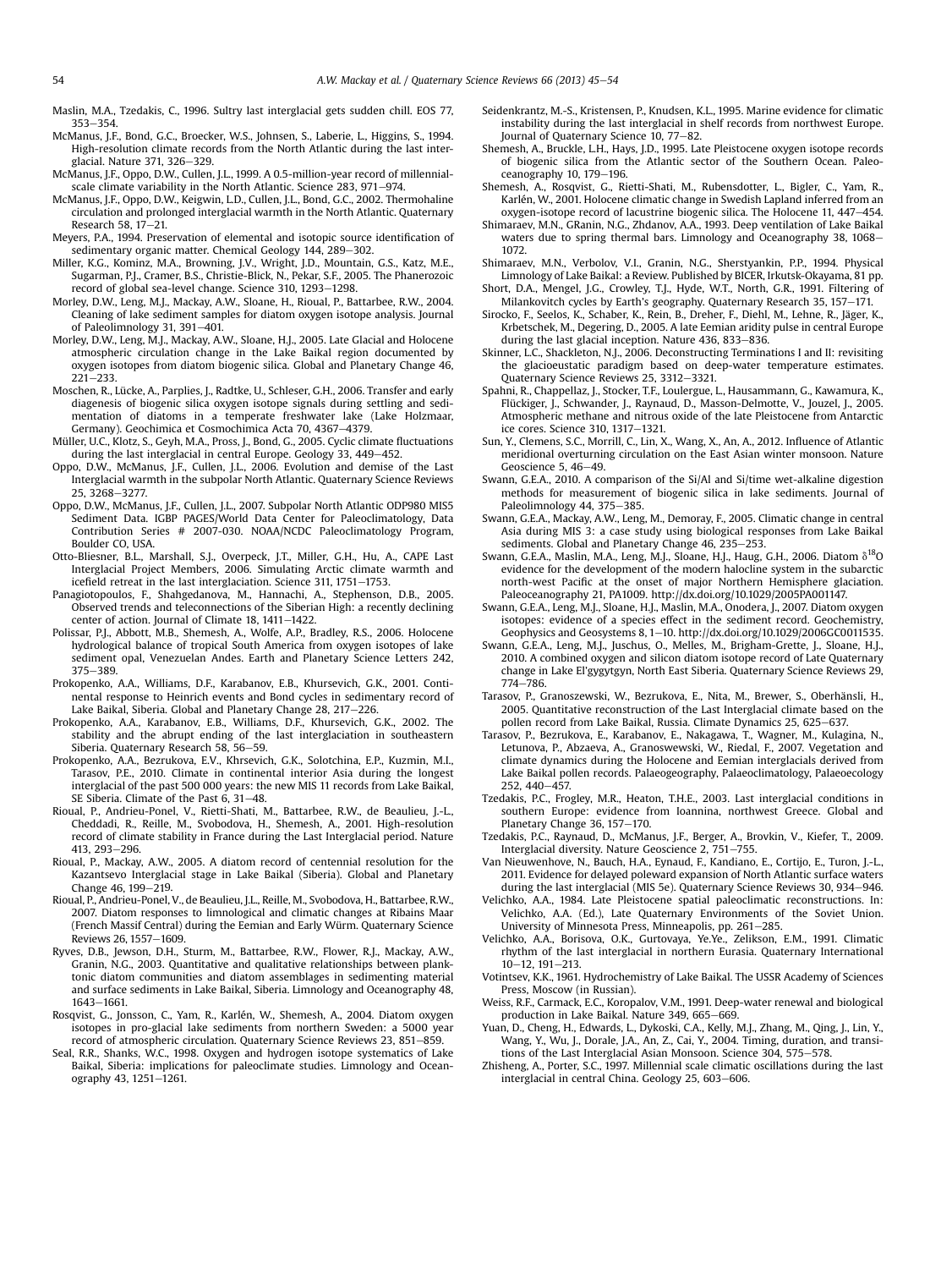Maslin, M.A., Tzedakis, C., 1996. Sultry last interglacial gets sudden chill. EOS 77, 353–354.

McManus, J.F., Bond, G.C., Broecker, W.S., Johnsen, S., Laberie, L., Higgins, S., 1994. High-resolution climate records from the North Atlantic during the last interglacial. Nature 371, 326–329.

McManus, J.F., Oppo, D.W., Cullen, J.L., 1999. A 0.5-million-year record of millennial-scale climate variability in the North Atlantic. Science 283, 971–974.

McManus, J.F., Oppo, D.W., Keigwin, L.D., Cullen, J.L., Bond, G.C., 2002. Thermohaline circulation and prolonged interglacial warmth in the North Atlantic. Quaternary Research 58, 17–21.

Meyers, P.A., 1994. Preservation of elemental and isotopic source identification of sedimentary organic matter. Chemical Geology 144, 289–302.

Miller, K.G., Kominz, M.A., Browning, J.V., Wright, J.D., Mountain, G.S., Katz, M.E., Sugarman, P.J., Cramer, B.S., Christie-Blick, N., Pekar, S.F., 2005. The Phanerozoic record of global sea-level change. Science 310, 1293–1298.

Morley, D.W., Leng, M.J., Mackay, A.W., Sloane, H., Rioual, P., Battarbee, R.W., 2004. Cleaning of lake sediment samples for diatom oxygen isotope analysis. Journal of Paleolimnology 31, 391–401.

Morley, D.W., Leng, M.J., Mackay, A.W., Sloane, H.J., 2005. Late Glacial and Holocene atmospheric circulation change in the Lake Baikal region documented by oxygen isotopes from diatom biogenic silica. Global and Planetary Change 46, 221–233.

Moschen, R., Lücke, A., Parplies, J., Radtke, U., Schleser, G.H., 2006. Transfer and early diagenesis of biogenic silica oxygen isotope signals during settling and sedimentation of diatoms in a temperate freshwater lake (Lake Holzmaar, Germany). Geochimica et Cosmochimica Acta 70, 4367–4379.

Müller, U.C., Klotz, S., Geyh, M.A., Pross, J., Bond, G., 2005. Cyclic climate fluctuations during the last interglacial in central Europe. Geology 33, 449–452.

Oppo, D.W., McManus, J.F., Cullen, J.L., 2006. Evolution and demise of the Last Interglacial warmth in the subpolar North Atlantic. Quaternary Science Reviews 25, 3268–3277.

Oppo, D.W., McManus, J.F., Cullen, J.L., 2007. Subpolar North Atlantic ODP980 MIS5 Sediment Data. IGBP PAGES/World Data Center for Paleoclimatology, Data Contribution Series # 2007-030. NOAA/NCDC Paleoclimatology Program, Boulder CO, USA.

Otto-Bliesner, B.L., Marshall, S.J., Overpeck, J.T., Miller, G.H., Hu, A., CAPE Last Interglacial Project Members, 2006. Simulating Arctic climate warmth and icefield retreat in the last interglaciation. Science 311, 1751–1753.

Panagiotopoulos, F., Shahgedanova, M., Hannachi, A., Stephenson, D.B., 2005. Observed trends and teleconnections of the Siberian High: a recently declining center of action. Journal of Climate 18, 1411–1422.

Polissar, P.J., Abbott, M.B., Shemesh, A., Wolfe, A.P., Bradley, R.S., 2006. Holocene hydrological balance of tropical South America from oxygen isotopes of lake sediment opal, Venezuelan Andes. Earth and Planetary Science Letters 242, 375–389.

Prokopenko, A.A., Williams, D.F., Karabanov, E.B., Khursevich, G.K., 2001. Continental response to Heinrich events and Bond cycles in sedimentary record of Lake Baikal, Siberia. Global and Planetary Change 28, 217–226.

Prokopenko, A.A., Karabanov, E.B., Williams, D.F., Khursevich, G.K., 2002. The stability and the abrupt ending of the last interglaciation in southeastern Siberia. Quaternary Research 58, 56–59.

Prokopenko, A.A., Bezrukova, E.V., Khrsevich, G.K., Solotchina, E.P., Kuzmin, M.I., Tarasov, P.E., 2010. Climate in continental interior Asia during the longest interglacial of the past 500 000 years: the new MIS 11 records from Lake Baikal, SE Siberia. Climate of the Past 6, 31–48.

Rioual, P., Andrieu-Ponel, V., Rietti-Shati, M., Battarbee, R.W., de Beaulieu, J.-L., Cheddadi, R., Reille, M., Svobodova, H., Shemesh, A., 2001. High-resolution record of climate stability in France during the Last Interglacial period. Nature 413, 293–296.

Rioual, P., Mackay, A.W., 2005. A diatom record of centennial resolution for the Kazantsevo Interglacial stage in Lake Baikal (Siberia). Global and Planetary Change 46, 199–219.

Rioual, P., Andrieu-Ponel, V., de Beaulieu, J.L., Reille, M., Svobodova, H., Battarbee, R.W., 2007. Diatom responses to limnological and climatic changes at Ribains Maar (French Massif Central) during the Eemian and Early Würm. Quaternary Science Reviews 26, 1557–1609.

Ryves, D.B., Jewson, D.H., Sturm, M., Battarbee, R.W., Flower, R.J., Mackay, A.W., Granin, N.G., 2003. Quantitative and qualitative relationships between planktonic diatom communities and diatom assemblages in sedimenting material and surface sediments in Lake Baikal, Siberia. Limnology and Oceanography 48, 1643–1661.

Rosqvist, G., Jonsson, C., Yam, R., Karlén, W., Shemesh, A., 2004. Diatom oxygen isotopes in pro-glacial lake sediments from northern Sweden: a 5000 year record of atmospheric circulation. Quaternary Science Reviews 23, 851–859.

Seal, R.R., Shanks, W.C., 1998. Oxygen and hydrogen isotope systematics of Lake Baikal, Siberia: implications for paleoclimate studies. Limnology and Oceanography 43, 1251–1261.

Seidenkrantz, M.-S., Kristensen, P., Knudsen, K.L., 1995. Marine evidence for climatic instability during the last interglacial in shelf records from northwest Europe. Journal of Quaternary Science 10, 77–82.

Shemesh, A., Bruckle, L.H., Hays, J.D., 1995. Late Pleistocene oxygen isotope records of biogenic silica from the Atlantic sector of the Southern Ocean. Paleoceanography 10, 179–196.

Shemesh, A., Rosqvist, G., Rietti-Shati, M., Rubensdotter, L., Bigler, C., Yam, R., Karlén, W., 2001. Holocene climatic change in Swedish Lapland inferred from an oxygen-isotope record of lacustrine biogenic silica. The Holocene 11, 447–454.

Shimaraev, M.N., GRanin, N.G., Zhdanov, A.A., 1993. Deep ventilation of Lake Baikal waters due to spring thermal bars. Limnology and Oceanography 38, 1068–1072.

Shimaraev, M.N., Verbolov, V.I., Granin, N.G., Sherstyankin, P.P., 1994. Physical Limnology of Lake Baikal: a Review. Published by BICER, Irkutsk-Okayama, 81 pp.

Short, D.A., Mengel, J.G., Crowley, T.J., Hyde, W.T., North, G.R., 1991. Filtering of Milankovitch cycles by Earth's geography. Quaternary Research 35, 157–171.

Sirocko, F., Seelos, K., Schaber, K., Rein, B., Dreher, F., Diehl, M., Lehne, R., Jäger, K., Krbetschek, M., Degering, D., 2005. A late Eemian aridity pulse in central Europe during the last glacial inception. Nature 436, 833–836.

Skinner, L.C., Shackleton, N.J., 2006. Deconstructing Terminations I and II: revisiting the glacioeustatic paradigm based on deep-water temperature estimates. Quaternary Science Reviews 25, 3312–3321.

Spahni, R., Chappellaz, J., Stocker, T.F., Loulergue, L., Hausammann, G., Kawamura, K., Flückiger, J., Schwander, J., Raynaud, D., Masson-Delmotte, V., Jouzel, J., 2005. Atmospheric methane and nitrous oxide of the late Pleistocene from Antarctic ice cores. Science 310, 1317–1321.

Sun, Y., Clemens, S.C., Morrill, C., Lin, X., Wang, X., An, A., 2012. Influence of Atlantic meridional overturning circulation on the East Asian winter monsoon. Nature Geoscience 5, 46–49.

Swann, G.E.A., 2010. A comparison of the Si/Al and Si/time wet-alkaline digestion methods for measurement of biogenic silica in lake sediments. Journal of Paleolimnology 44, 375–385.

Swann, G.E.A., Mackay, A.W., Leng, M., Demoray, F., 2005. Climatic change in central Asia during MIS 3: a case study using biological responses from Lake Baikal sediments. Global and Planetary Change 46, 235–253.

Swann, G.E.A., Maslin, M.A., Leng, M.J., Sloane, H.J., Haug, G.H., 2006. Diatom $\delta^{18}O$ evidence for the development of the modern halocline system in the subarctic north-west Pacific at the onset of major Northern Hemisphere glaciation. Paleoceanography 21, PA1009. http://dx.doi.org/10.1029/2005PA001147.

Swann, G.E.A., Leng, M.J., Sloane, H.J., Maslin, M.A., Onodera, J., 2007. Diatom oxygen isotopes: evidence of a species effect in the sediment record. Geochemistry, Geophysics and Geosystems 8, 1–10. http://dx.doi.org/10.1029/2006GC0011535.

Swann, G.E.A., Leng, M.J., Juschus, O., Melles, M., Brigham-Grette, J., Sloane, H.J., 2010. A combined oxygen and silicon diatom isotope record of Late Quaternary change in Lake El'gygytgyn, North East Siberia. Quaternary Science Reviews 29, 774–786.

Tarasov, P., Granoszewski, W., Bezrukova, E., Nita, M., Brewer, S., Oberhänsli, H., 2005. Quantitative reconstruction of the Last Interglacial climate based on the pollen record from Lake Baikal, Russia. Climate Dynamics 25, 625–637.

Tarasov, P., Bezrukova, E., Karabanov, E., Nakagawa, T., Wagner, M., Kulagina, N., Letunova, P., Abzaeva, A., Granoswewski, W., Riedal, F., 2007. Vegetation and climate dynamics during the Holocene and Eemian interglacials derived from Lake Baikal pollen records. Palaeogeography, Palaeoclimatology, Palaeoecology 252, 440–457.

Tzedakis, P.C., Frogley, M.R., Heaton, T.H.E., 2003. Last interglacial conditions in southern Europe: evidence from Ioannina, northwest Greece. Global and Planetary Change 36, 157–170.

Tzedakis, P.C., Raynaud, D., McManus, J.F., Berger, A., Brovkin, V., Kiefer, T., 2009. Interglacial diversity. Nature Geoscience 2, 751–755.

Van Nieuwenhove, N., Bauch, H.A., Eynaud, F., Kandiano, E., Cortijo, E., Turon, J.-L., 2011. Evidence for delayed poleward expansion of North Atlantic surface waters during the last interglacial (MIS 5e). Quaternary Science Reviews 30, 934–946.

Velichko, A.A., 1984. Late Pleistocene spatial paleoclimatic reconstructions. In: Velichko, A.A. (Ed.), Late Quaternary Environments of the Soviet Union. University of Minnesota Press, Minneapolis, pp. 261–285.

Velichko, A.A., Borisova, O.K., Gurtovaya, Ye.Ye., Zelikson, E.M., 1991. Climatic rhythm of the last interglacial in northern Eurasia. Quaternary International 10–12, 191–213.

Votintsev, K.K., 1961. Hydrochemistry of Lake Baikal. The USSR Academy of Sciences Press, Moscow (in Russian).

Weiss, R.F., Carmack, E.C., Koropalov, V.M., 1991. Deep-water renewal and biological production in Lake Baikal. Nature 349, 665–669.

Yuan, D., Cheng, H., Edwards, L., Dykoski, C.A., Kelly, M.J., Zhang, M., Qing, J., Lin, Y., Wang, Y., Wu, J., Dorale, J.A., An, Z., Cai, Y., 2004. Timing, duration, and transitions of the Last Interglacial Asian Monsoon. Science 304, 575–578.

Zhisheng, A., Porter, S.C., 1997. Millennial scale climatic oscillations during the last interglacial in central China. Geology 25, 603–606.